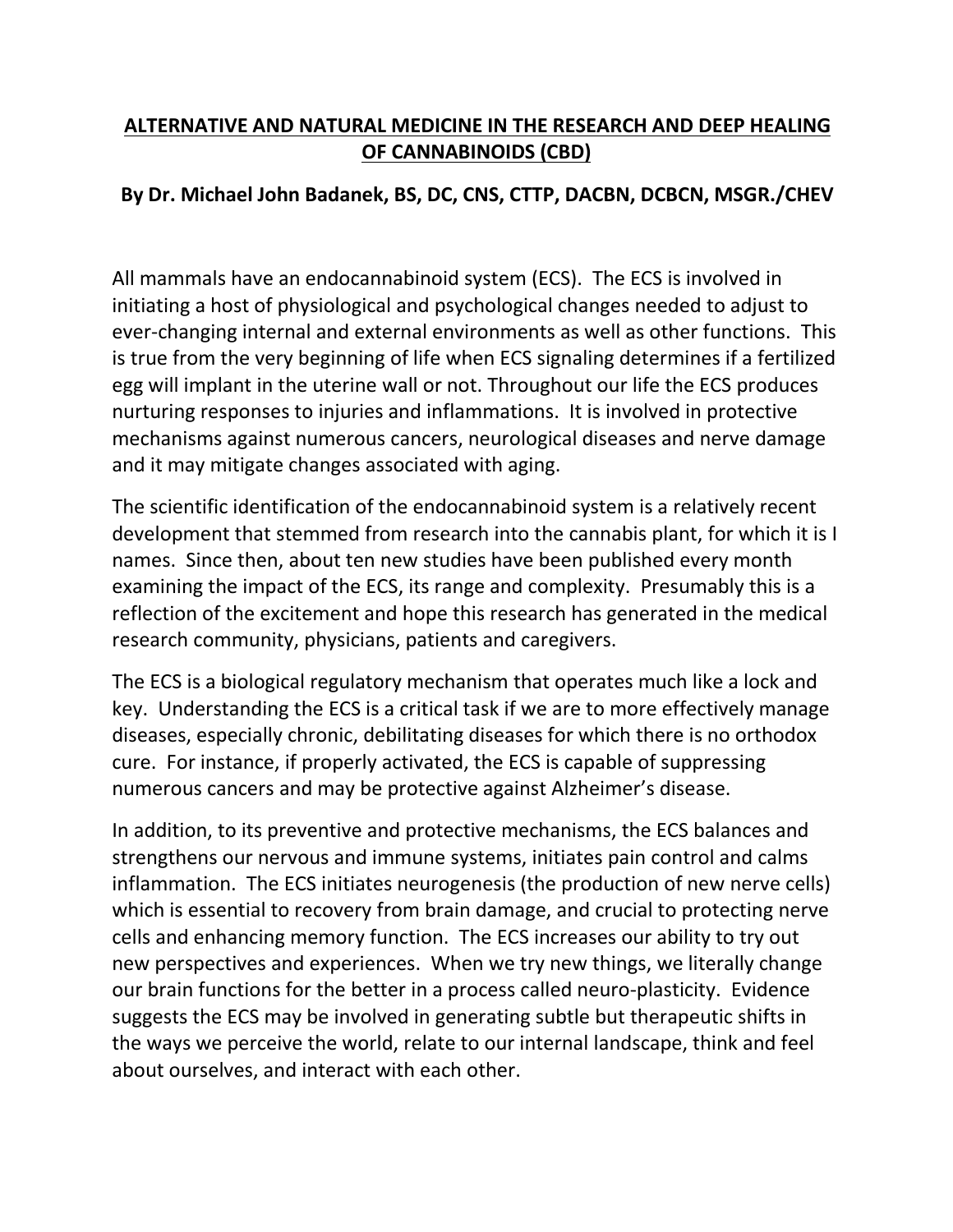# ALTERNATIVE AND NATURAL MEDICINE IN THE RESEARCH AND DEEP HEALING OF CANNABINOIDS (CBD)

**By Dr. Michael John Badanek, BS, DC, CNS, CTTP, DACBN, DCBCN, MSGR./CHEV**

All mammals have an endocannabinoid system (ECS). The ECS is involved in initiating a host of physiological and psychological changes needed to adjust to ever-changing internal and external environments as well as other functions. This is true from the very beginning of life when ECS signaling determines if a fertilized egg will implant in the uterine wall or not. Throughout our life the ECS produces nurturing responses to injuries and inflammations. It is involved in protective mechanisms against numerous cancers, neurological diseases and nerve damage and it may mitigate changes associated with aging.

The scientific identification of the endocannabinoid system is a relatively recent development that stemmed from research into the cannabis plant, for which it is I names. Since then, about ten new studies have been published every month examining the impact of the ECS, its range and complexity. Presumably this is a reflection of the excitement and hope this research has generated in the medical research community, physicians, patients and caregivers.

The ECS is a biological regulatory mechanism that operates much like a lock and key. Understanding the ECS is a critical task if we are to more effectively manage diseases, especially chronic, debilitating diseases for which there is no orthodox cure. For instance, if properly activated, the ECS is capable of suppressing numerous cancers and may be protective against Alzheimer's disease.

In addition, to its preventive and protective mechanisms, the ECS balances and strengthens our nervous and immune systems, initiates pain control and calms inflammation. The ECS initiates neurogenesis (the production of new nerve cells) which is essential to recovery from brain damage, and crucial to protecting nerve cells and enhancing memory function. The ECS increases our ability to try out new perspectives and experiences. When we try new things, we literally change our brain functions for the better in a process called neuro-plasticity. Evidence suggests the ECS may be involved in generating subtle but therapeutic shifts in the ways we perceive the world, relate to our internal landscape, think and feel about ourselves, and interact with each other.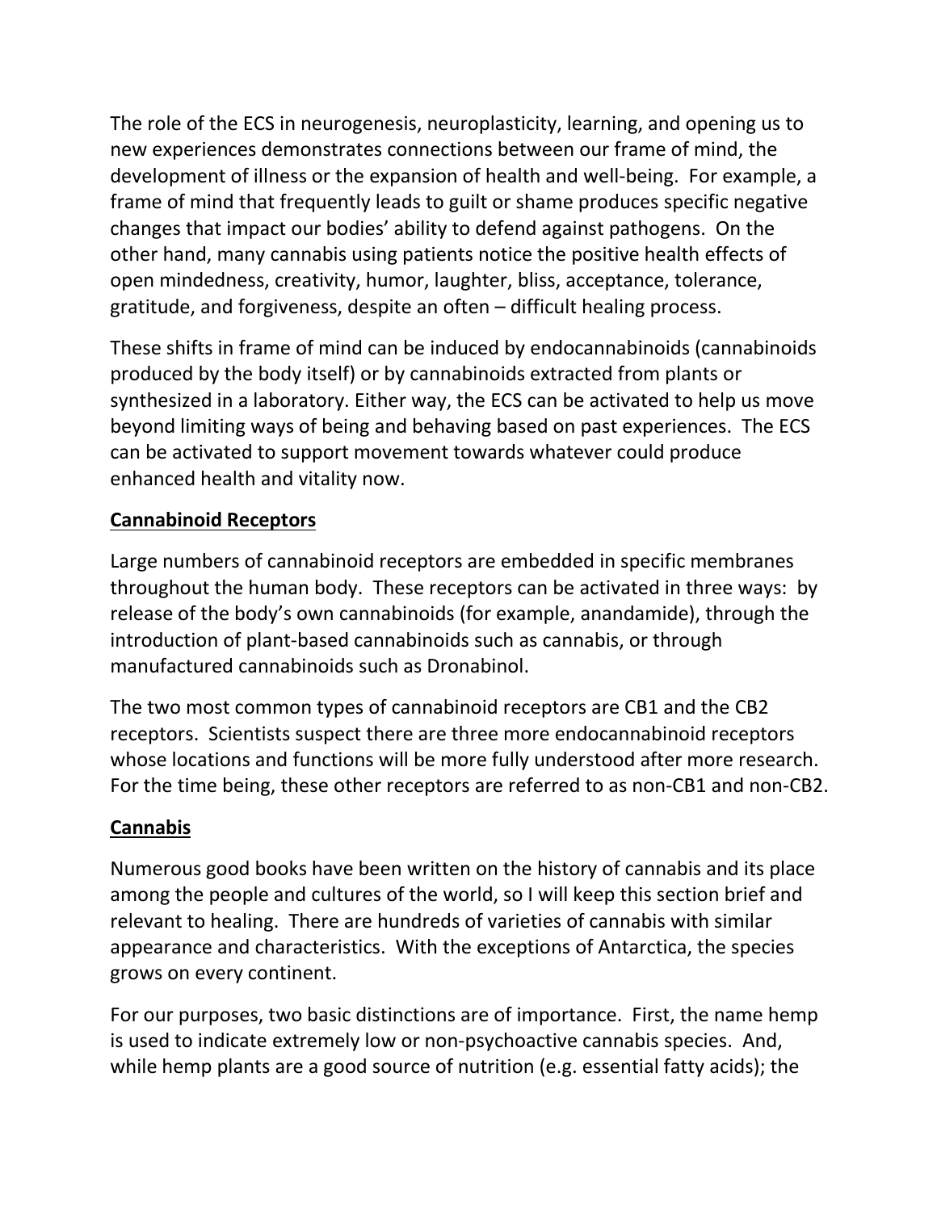The role of the ECS in neurogenesis, neuroplasticity, learning, and opening us to new experiences demonstrates connections between our frame of mind, the development of illness or the expansion of health and well-being. For example, a frame of mind that frequently leads to guilt or shame produces specific negative changes that impact our bodies' ability to defend against pathogens. On the other hand, many cannabis using patients notice the positive health effects of open mindedness, creativity, humor, laughter, bliss, acceptance, tolerance, gratitude, and forgiveness, despite an often – difficult healing process.

These shifts in frame of mind can be induced by endocannabinoids (cannabinoids produced by the body itself) or by cannabinoids extracted from plants or synthesized in a laboratory. Either way, the ECS can be activated to help us move beyond limiting ways of being and behaving based on past experiences. The ECS can be activated to support movement towards whatever could produce enhanced health and vitality now.

## Cannabinoid Receptors

Large numbers of cannabinoid receptors are embedded in specific membranes throughout the human body. These receptors can be activated in three ways: by release of the body's own cannabinoids (for example, anandamide), through the introduction of plant-based cannabinoids such as cannabis, or through manufactured cannabinoids such as Dronabinol.

The two most common types of cannabinoid receptors are CB1 and the CB2 receptors. Scientists suspect there are three more endocannabinoid receptors whose locations and functions will be more fully understood after more research. For the time being, these other receptors are referred to as non-CB1 and non-CB2.

## Cannabis

Numerous good books have been written on the history of cannabis and its place among the people and cultures of the world, so I will keep this section brief and relevant to healing. There are hundreds of varieties of cannabis with similar appearance and characteristics. With the exceptions of Antarctica, the species grows on every continent.

For our purposes, two basic distinctions are of importance. First, the name hemp is used to indicate extremely low or non-psychoactive cannabis species. And, while hemp plants are a good source of nutrition (e.g. essential fatty acids); the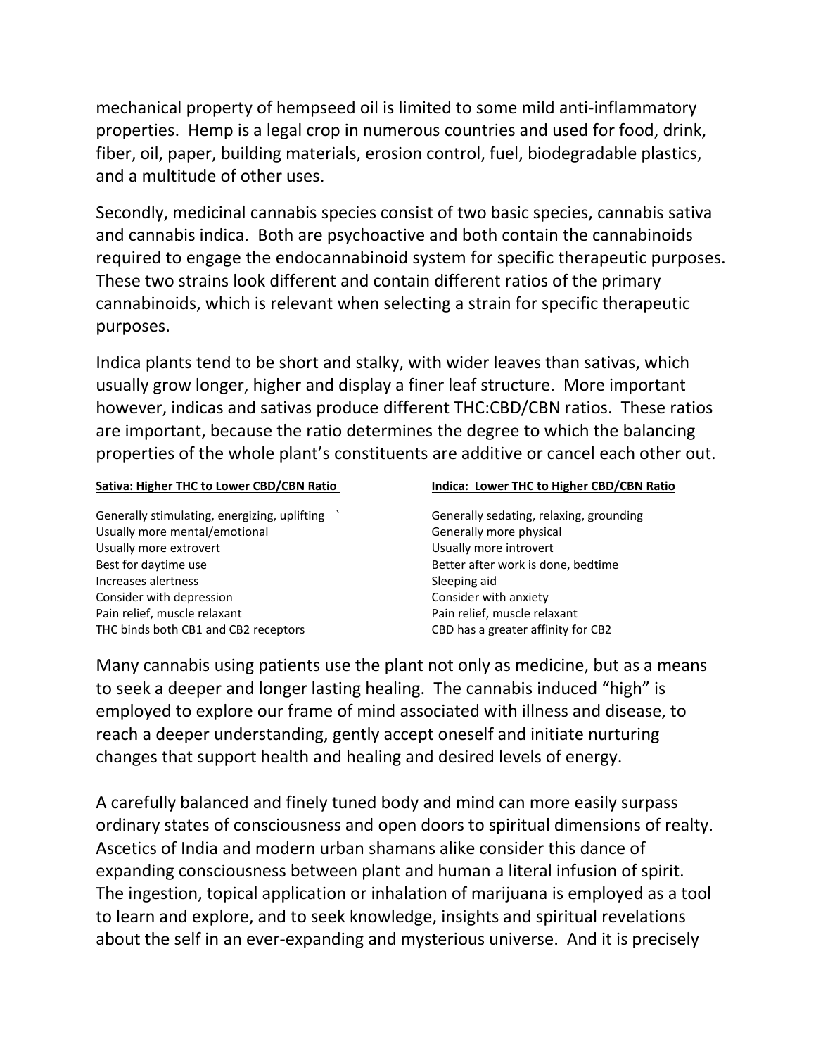mechanical property of hempseed oil is limited to some mild anti-inflammatory properties. Hemp is a legal crop in numerous countries and used for food, drink, fiber, oil, paper, building materials, erosion control, fuel, biodegradable plastics, and a multitude of other uses.

Secondly, medicinal cannabis species consist of two basic species, cannabis sativa and cannabis indica. Both are psychoactive and both contain the cannabinoids required to engage the endocannabinoid system for specific therapeutic purposes. These two strains look different and contain different ratios of the primary cannabinoids, which is relevant when selecting a strain for specific therapeutic purposes.

Indica plants tend to be short and stalky, with wider leaves than sativas, which usually grow longer, higher and display a finer leaf structure. More important however, indicas and sativas produce different THC:CBD/CBN ratios. These ratios are important, because the ratio determines the degree to which the balancing properties of the whole plant's constituents are additive or cancel each other out.

| Sativa: Higher THC to Lower CBD/CBN Ratio | Indica: Lower THC to Higher CBD/CBN Ratio |
|---|---|
| Generally stimulating, energizing, uplifting ` | Generally sedating, relaxing, grounding |
| Usually more mental/emotional | Generally more physical |
| Usually more extrovert | Usually more introvert |
| Best for daytime use | Better after work is done, bedtime |
| Increases alertness | Sleeping aid |
| Consider with depression | Consider with anxiety |
| Pain relief, muscle relaxant | Pain relief, muscle relaxant |
| THC binds both CB1 and CB2 receptors | CBD has a greater affinity for CB2 |

Many cannabis using patients use the plant not only as medicine, but as a means to seek a deeper and longer lasting healing. The cannabis induced "high" is employed to explore our frame of mind associated with illness and disease, to reach a deeper understanding, gently accept oneself and initiate nurturing changes that support health and healing and desired levels of energy.

A carefully balanced and finely tuned body and mind can more easily surpass ordinary states of consciousness and open doors to spiritual dimensions of realty. Ascetics of India and modern urban shamans alike consider this dance of expanding consciousness between plant and human a literal infusion of spirit. The ingestion, topical application or inhalation of marijuana is employed as a tool to learn and explore, and to seek knowledge, insights and spiritual revelations about the self in an ever-expanding and mysterious universe. And it is precisely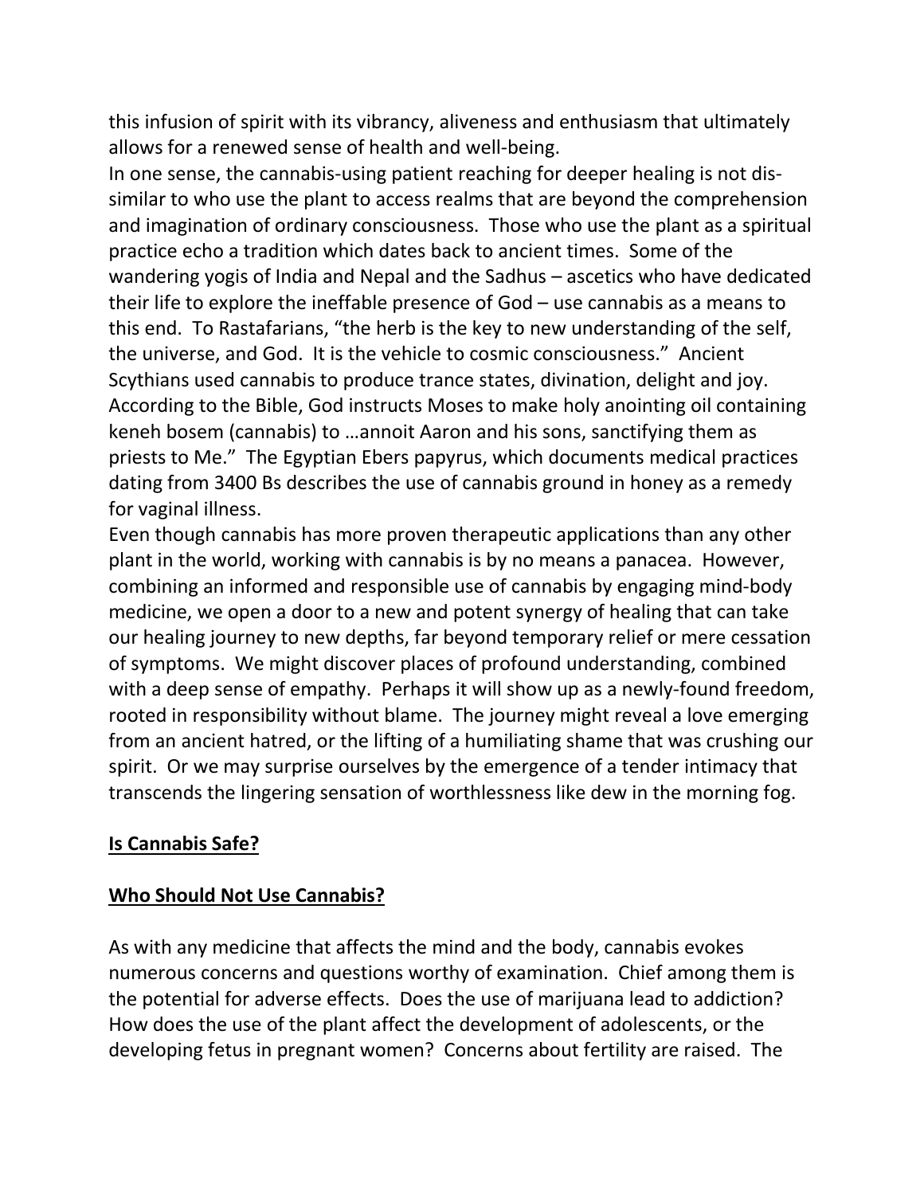this infusion of spirit with its vibrancy, aliveness and enthusiasm that ultimately allows for a renewed sense of health and well-being.

In one sense, the cannabis-using patient reaching for deeper healing is not dis-similar to who use the plant to access realms that are beyond the comprehension and imagination of ordinary consciousness. Those who use the plant as a spiritual practice echo a tradition which dates back to ancient times. Some of the wandering yogis of India and Nepal and the Sadhus – ascetics who have dedicated their life to explore the ineffable presence of God – use cannabis as a means to this end. To Rastafarians, "the herb is the key to new understanding of the self, the universe, and God. It is the vehicle to cosmic consciousness." Ancient Scythians used cannabis to produce trance states, divination, delight and joy. According to the Bible, God instructs Moses to make holy anointing oil containing keneh bosem (cannabis) to …annoit Aaron and his sons, sanctifying them as priests to Me." The Egyptian Ebers papyrus, which documents medical practices dating from 3400 Bs describes the use of cannabis ground in honey as a remedy for vaginal illness.

Even though cannabis has more proven therapeutic applications than any other plant in the world, working with cannabis is by no means a panacea. However, combining an informed and responsible use of cannabis by engaging mind-body medicine, we open a door to a new and potent synergy of healing that can take our healing journey to new depths, far beyond temporary relief or mere cessation of symptoms. We might discover places of profound understanding, combined with a deep sense of empathy. Perhaps it will show up as a newly-found freedom, rooted in responsibility without blame. The journey might reveal a love emerging from an ancient hatred, or the lifting of a humiliating shame that was crushing our spirit. Or we may surprise ourselves by the emergence of a tender intimacy that transcends the lingering sensation of worthlessness like dew in the morning fog.

## Is Cannabis Safe?

## Who Should Not Use Cannabis?

As with any medicine that affects the mind and the body, cannabis evokes numerous concerns and questions worthy of examination. Chief among them is the potential for adverse effects. Does the use of marijuana lead to addiction? How does the use of the plant affect the development of adolescents, or the developing fetus in pregnant women? Concerns about fertility are raised. The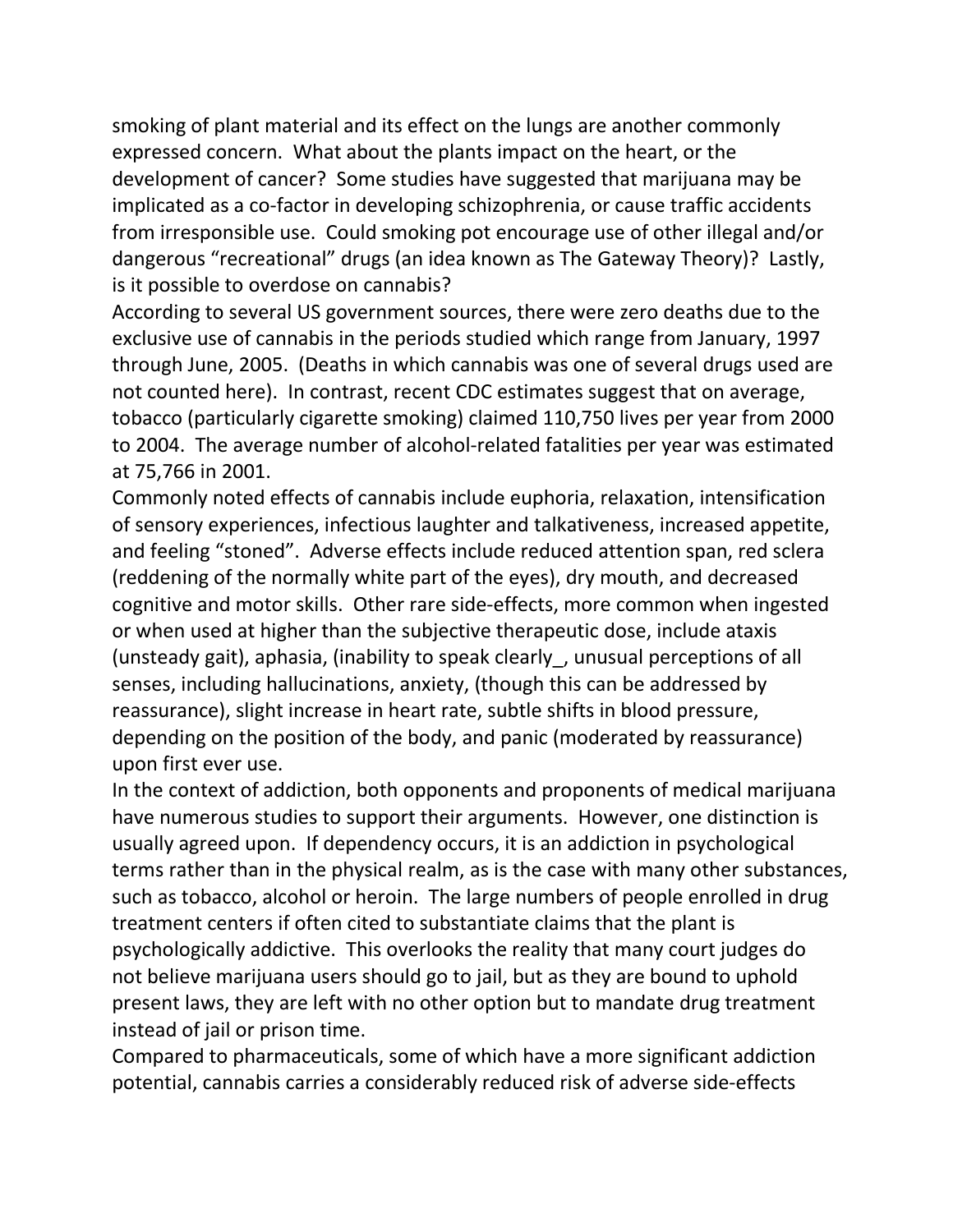smoking of plant material and its effect on the lungs are another commonly expressed concern. What about the plants impact on the heart, or the development of cancer? Some studies have suggested that marijuana may be implicated as a co-factor in developing schizophrenia, or cause traffic accidents from irresponsible use. Could smoking pot encourage use of other illegal and/or dangerous "recreational" drugs (an idea known as The Gateway Theory)? Lastly, is it possible to overdose on cannabis?

According to several US government sources, there were zero deaths due to the exclusive use of cannabis in the periods studied which range from January, 1997 through June, 2005. (Deaths in which cannabis was one of several drugs used are not counted here). In contrast, recent CDC estimates suggest that on average, tobacco (particularly cigarette smoking) claimed 110,750 lives per year from 2000 to 2004. The average number of alcohol-related fatalities per year was estimated at 75,766 in 2001.

Commonly noted effects of cannabis include euphoria, relaxation, intensification of sensory experiences, infectious laughter and talkativeness, increased appetite, and feeling "stoned". Adverse effects include reduced attention span, red sclera (reddening of the normally white part of the eyes), dry mouth, and decreased cognitive and motor skills. Other rare side-effects, more common when ingested or when used at higher than the subjective therapeutic dose, include ataxis (unsteady gait), aphasia, (inability to speak clearly_, unusual perceptions of all senses, including hallucinations, anxiety, (though this can be addressed by reassurance), slight increase in heart rate, subtle shifts in blood pressure, depending on the position of the body, and panic (moderated by reassurance) upon first ever use.

In the context of addiction, both opponents and proponents of medical marijuana have numerous studies to support their arguments. However, one distinction is usually agreed upon. If dependency occurs, it is an addiction in psychological terms rather than in the physical realm, as is the case with many other substances, such as tobacco, alcohol or heroin. The large numbers of people enrolled in drug treatment centers if often cited to substantiate claims that the plant is psychologically addictive. This overlooks the reality that many court judges do not believe marijuana users should go to jail, but as they are bound to uphold present laws, they are left with no other option but to mandate drug treatment instead of jail or prison time.

Compared to pharmaceuticals, some of which have a more significant addiction potential, cannabis carries a considerably reduced risk of adverse side-effects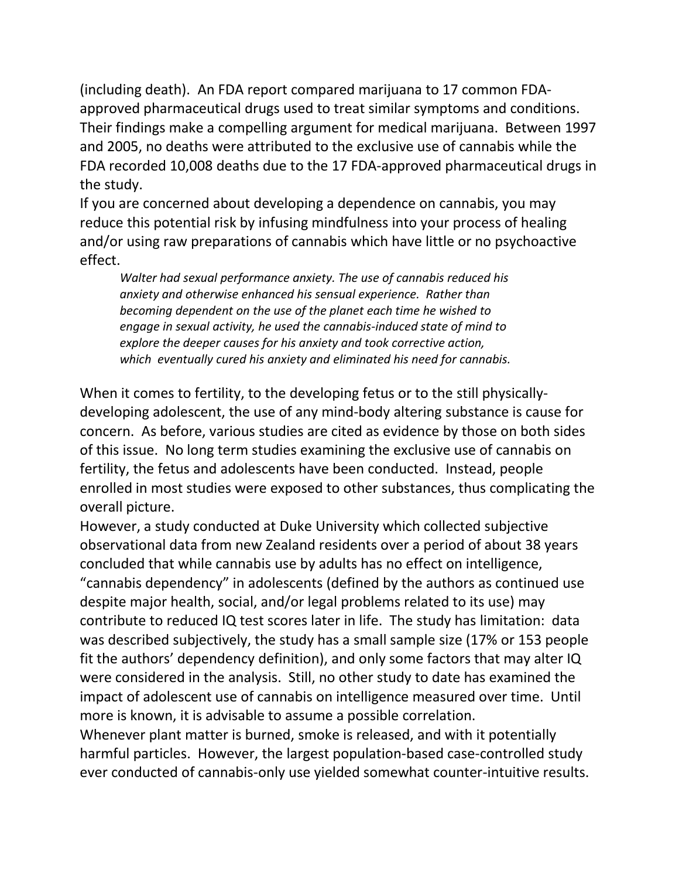(including death). An FDA report compared marijuana to 17 common FDA-approved pharmaceutical drugs used to treat similar symptoms and conditions. Their findings make a compelling argument for medical marijuana. Between 1997 and 2005, no deaths were attributed to the exclusive use of cannabis while the FDA recorded 10,008 deaths due to the 17 FDA-approved pharmaceutical drugs in the study.

If you are concerned about developing a dependence on cannabis, you may reduce this potential risk by infusing mindfulness into your process of healing and/or using raw preparations of cannabis which have little or no psychoactive effect.

> *Walter had sexual performance anxiety. The use of cannabis reduced his anxiety and otherwise enhanced his sensual experience. Rather than becoming dependent on the use of the planet each time he wished to engage in sexual activity, he used the cannabis-induced state of mind to explore the deeper causes for his anxiety and took corrective action, which eventually cured his anxiety and eliminated his need for cannabis.*

When it comes to fertility, to the developing fetus or to the still physically-developing adolescent, the use of any mind-body altering substance is cause for concern. As before, various studies are cited as evidence by those on both sides of this issue. No long term studies examining the exclusive use of cannabis on fertility, the fetus and adolescents have been conducted. Instead, people enrolled in most studies were exposed to other substances, thus complicating the overall picture.

However, a study conducted at Duke University which collected subjective observational data from new Zealand residents over a period of about 38 years concluded that while cannabis use by adults has no effect on intelligence, "cannabis dependency" in adolescents (defined by the authors as continued use despite major health, social, and/or legal problems related to its use) may contribute to reduced IQ test scores later in life. The study has limitation: data was described subjectively, the study has a small sample size (17% or 153 people fit the authors' dependency definition), and only some factors that may alter IQ were considered in the analysis. Still, no other study to date has examined the impact of adolescent use of cannabis on intelligence measured over time. Until more is known, it is advisable to assume a possible correlation.

Whenever plant matter is burned, smoke is released, and with it potentially harmful particles. However, the largest population-based case-controlled study ever conducted of cannabis-only use yielded somewhat counter-intuitive results.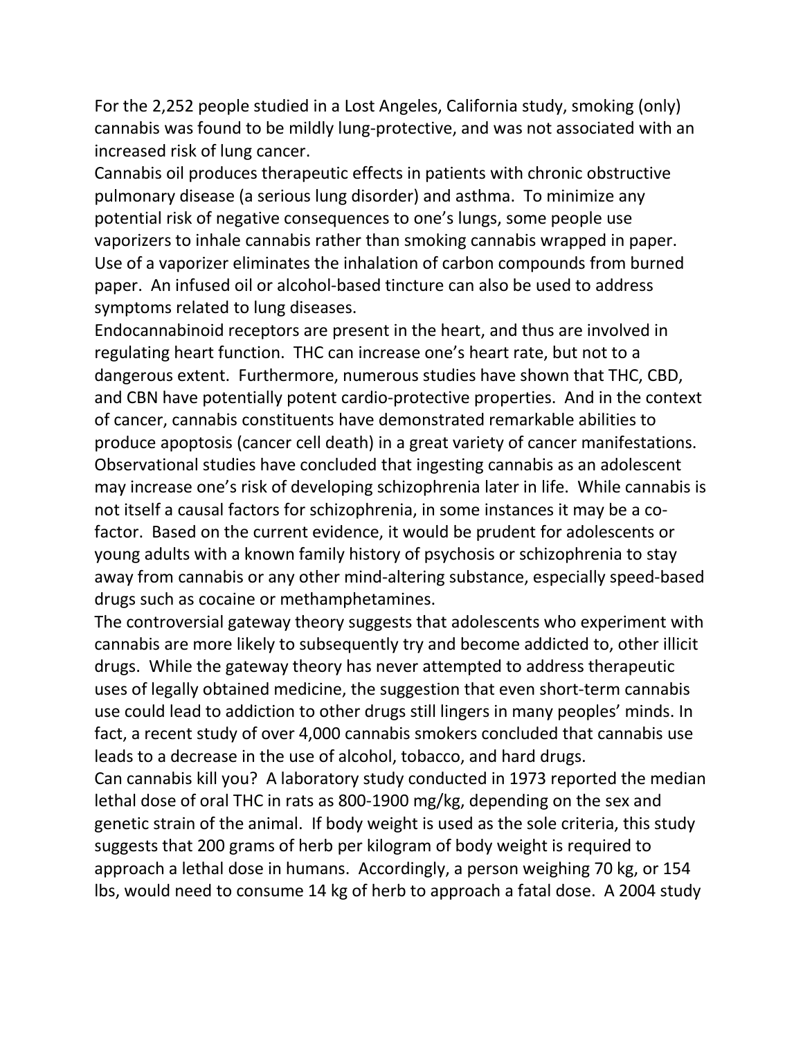For the 2,252 people studied in a Lost Angeles, California study, smoking (only) cannabis was found to be mildly lung-protective, and was not associated with an increased risk of lung cancer.

Cannabis oil produces therapeutic effects in patients with chronic obstructive pulmonary disease (a serious lung disorder) and asthma. To minimize any potential risk of negative consequences to one's lungs, some people use vaporizers to inhale cannabis rather than smoking cannabis wrapped in paper. Use of a vaporizer eliminates the inhalation of carbon compounds from burned paper. An infused oil or alcohol-based tincture can also be used to address symptoms related to lung diseases.

Endocannabinoid receptors are present in the heart, and thus are involved in regulating heart function. THC can increase one's heart rate, but not to a dangerous extent. Furthermore, numerous studies have shown that THC, CBD, and CBN have potentially potent cardio-protective properties. And in the context of cancer, cannabis constituents have demonstrated remarkable abilities to produce apoptosis (cancer cell death) in a great variety of cancer manifestations.

Observational studies have concluded that ingesting cannabis as an adolescent may increase one's risk of developing schizophrenia later in life. While cannabis is not itself a causal factors for schizophrenia, in some instances it may be a co-factor. Based on the current evidence, it would be prudent for adolescents or young adults with a known family history of psychosis or schizophrenia to stay away from cannabis or any other mind-altering substance, especially speed-based drugs such as cocaine or methamphetamines.

The controversial gateway theory suggests that adolescents who experiment with cannabis are more likely to subsequently try and become addicted to, other illicit drugs. While the gateway theory has never attempted to address therapeutic uses of legally obtained medicine, the suggestion that even short-term cannabis use could lead to addiction to other drugs still lingers in many peoples' minds. In fact, a recent study of over 4,000 cannabis smokers concluded that cannabis use leads to a decrease in the use of alcohol, tobacco, and hard drugs.

Can cannabis kill you? A laboratory study conducted in 1973 reported the median lethal dose of oral THC in rats as 800-1900 mg/kg, depending on the sex and genetic strain of the animal. If body weight is used as the sole criteria, this study suggests that 200 grams of herb per kilogram of body weight is required to approach a lethal dose in humans. Accordingly, a person weighing 70 kg, or 154 lbs, would need to consume 14 kg of herb to approach a fatal dose. A 2004 study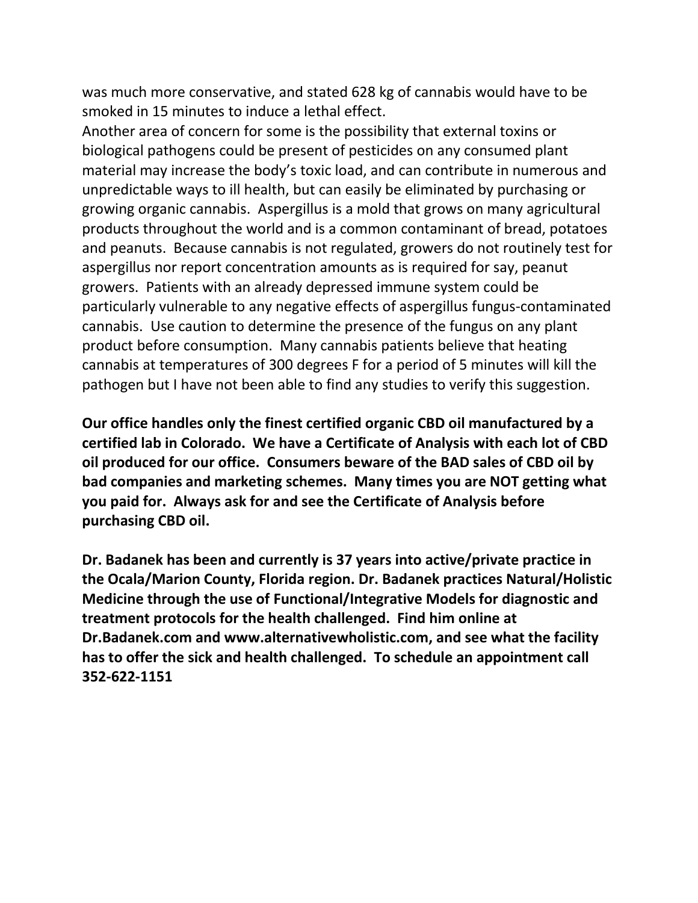was much more conservative, and stated 628 kg of cannabis would have to be smoked in 15 minutes to induce a lethal effect.

Another area of concern for some is the possibility that external toxins or biological pathogens could be present of pesticides on any consumed plant material may increase the body's toxic load, and can contribute in numerous and unpredictable ways to ill health, but can easily be eliminated by purchasing or growing organic cannabis. Aspergillus is a mold that grows on many agricultural products throughout the world and is a common contaminant of bread, potatoes and peanuts. Because cannabis is not regulated, growers do not routinely test for aspergillus nor report concentration amounts as is required for say, peanut growers. Patients with an already depressed immune system could be particularly vulnerable to any negative effects of aspergillus fungus-contaminated cannabis. Use caution to determine the presence of the fungus on any plant product before consumption. Many cannabis patients believe that heating cannabis at temperatures of 300 degrees F for a period of 5 minutes will kill the pathogen but I have not been able to find any studies to verify this suggestion.

**Our office handles only the finest certified organic CBD oil manufactured by a certified lab in Colorado. We have a Certificate of Analysis with each lot of CBD oil produced for our office. Consumers beware of the BAD sales of CBD oil by bad companies and marketing schemes. Many times you are NOT getting what you paid for. Always ask for and see the Certificate of Analysis before purchasing CBD oil.**

**Dr. Badanek has been and currently is 37 years into active/private practice in the Ocala/Marion County, Florida region. Dr. Badanek practices Natural/Holistic Medicine through the use of Functional/Integrative Models for diagnostic and treatment protocols for the health challenged. Find him online at Dr.Badanek.com and www.alternativewholistic.com, and see what the facility has to offer the sick and health challenged. To schedule an appointment call 352-622-1151**